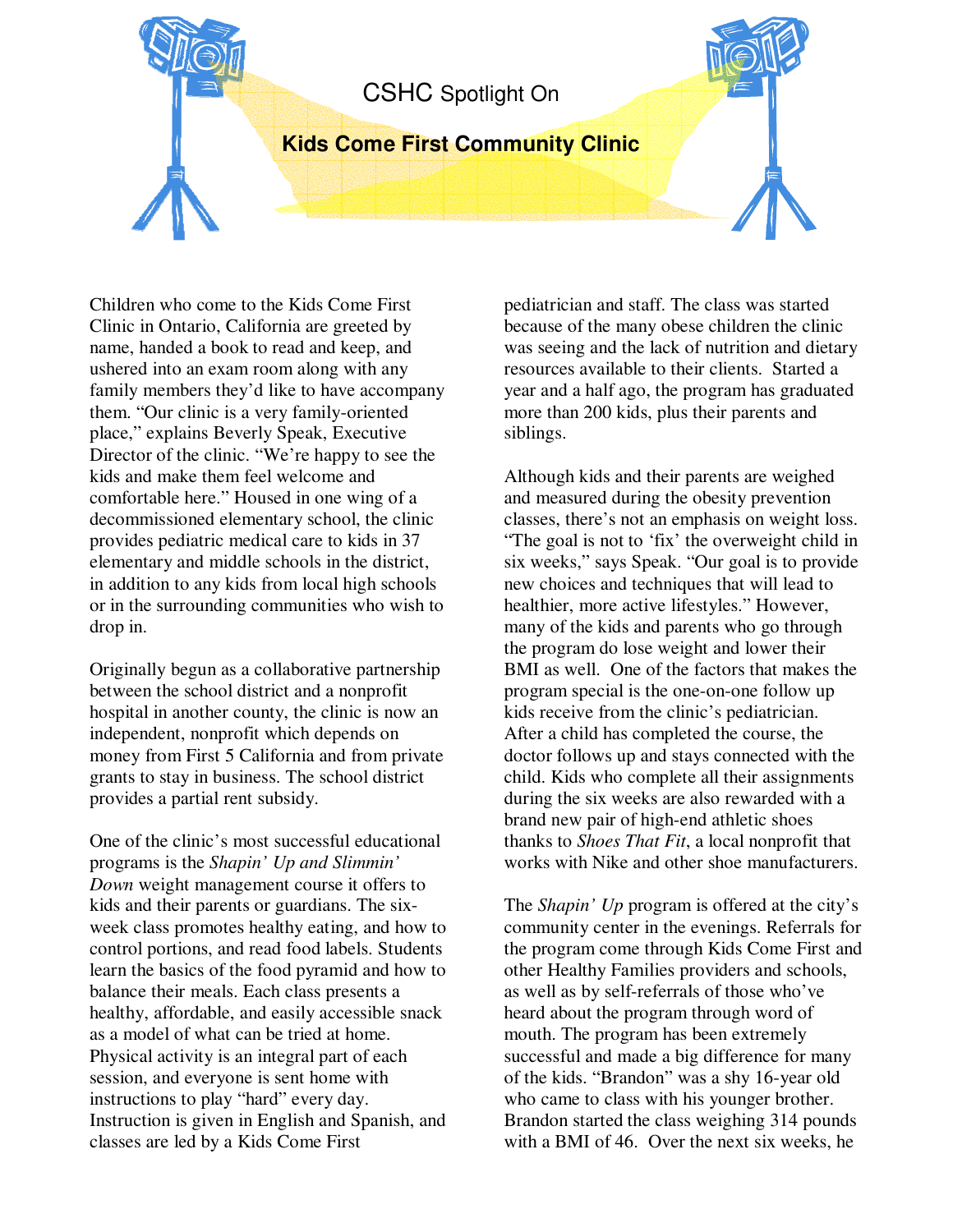CSHC Spotlight On

# Kids Come First Community Clinic

Children who come to the Kids Come First Clinic in Ontario, California are greeted by name, handed a book to read and keep, and ushered into an exam room along with any family members they'd like to have accompany them. "Our clinic is a very family-oriented place," explains Beverly Speak, Executive Director of the clinic. "We're happy to see the kids and make them feel welcome and comfortable here." Housed in one wing of a decommissioned elementary school, the clinic provides pediatric medical care to kids in 37 elementary and middle schools in the district, in addition to any kids from local high schools or in the surrounding communities who wish to drop in.

Originally begun as a collaborative partnership between the school district and a nonprofit hospital in another county, the clinic is now an independent, nonprofit which depends on money from First 5 California and from private grants to stay in business. The school district provides a partial rent subsidy.

One of the clinic's most successful educational programs is the *Shapin' Up and Slimmin' Down* weight management course it offers to kids and their parents or guardians. The six-week class promotes healthy eating, and how to control portions, and read food labels. Students learn the basics of the food pyramid and how to balance their meals. Each class presents a healthy, affordable, and easily accessible snack as a model of what can be tried at home. Physical activity is an integral part of each session, and everyone is sent home with instructions to play "hard" every day. Instruction is given in English and Spanish, and classes are led by a Kids Come First pediatrician and staff. The class was started because of the many obese children the clinic was seeing and the lack of nutrition and dietary resources available to their clients. Started a year and a half ago, the program has graduated more than 200 kids, plus their parents and siblings.

Although kids and their parents are weighed and measured during the obesity prevention classes, there's not an emphasis on weight loss. "The goal is not to 'fix' the overweight child in six weeks," says Speak. "Our goal is to provide new choices and techniques that will lead to healthier, more active lifestyles." However, many of the kids and parents who go through the program do lose weight and lower their BMI as well. One of the factors that makes the program special is the one-on-one follow up kids receive from the clinic's pediatrician. After a child has completed the course, the doctor follows up and stays connected with the child. Kids who complete all their assignments during the six weeks are also rewarded with a brand new pair of high-end athletic shoes thanks to *Shoes That Fit*, a local nonprofit that works with Nike and other shoe manufacturers.

The *Shapin' Up* program is offered at the city's community center in the evenings. Referrals for the program come through Kids Come First and other Healthy Families providers and schools, as well as by self-referrals of those who've heard about the program through word of mouth. The program has been extremely successful and made a big difference for many of the kids. "Brandon" was a shy 16-year old who came to class with his younger brother. Brandon started the class weighing 314 pounds with a BMI of 46. Over the next six weeks, he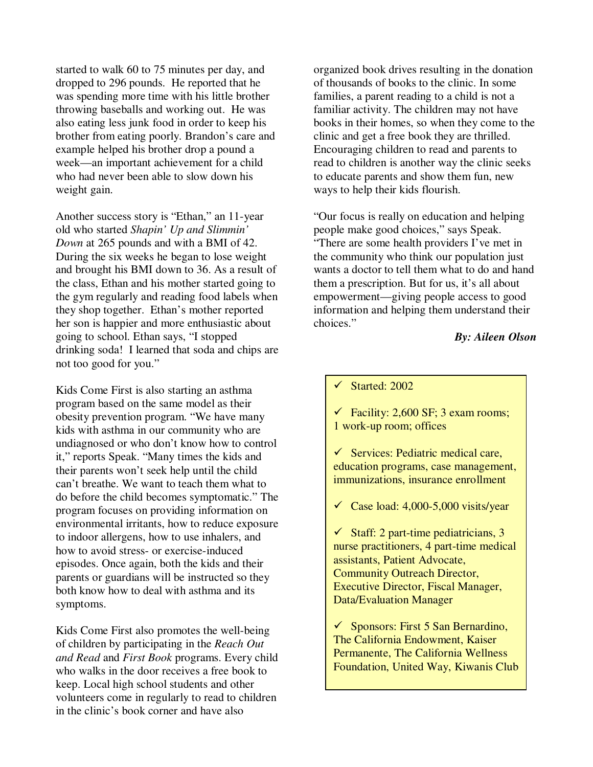started to walk 60 to 75 minutes per day, and dropped to 296 pounds. He reported that he was spending more time with his little brother throwing baseballs and working out. He was also eating less junk food in order to keep his brother from eating poorly. Brandon's care and example helped his brother drop a pound a week—an important achievement for a child who had never been able to slow down his weight gain.

Another success story is "Ethan," an 11-year old who started *Shapin' Up and Slimmin' Down* at 265 pounds and with a BMI of 42. During the six weeks he began to lose weight and brought his BMI down to 36. As a result of the class, Ethan and his mother started going to the gym regularly and reading food labels when they shop together. Ethan's mother reported her son is happier and more enthusiastic about going to school. Ethan says, "I stopped drinking soda! I learned that soda and chips are not too good for you."

Kids Come First is also starting an asthma program based on the same model as their obesity prevention program. "We have many kids with asthma in our community who are undiagnosed or who don't know how to control it," reports Speak. "Many times the kids and their parents won't seek help until the child can't breathe. We want to teach them what to do before the child becomes symptomatic." The program focuses on providing information on environmental irritants, how to reduce exposure to indoor allergens, how to use inhalers, and how to avoid stress- or exercise-induced episodes. Once again, both the kids and their parents or guardians will be instructed so they both know how to deal with asthma and its symptoms.

Kids Come First also promotes the well-being of children by participating in the *Reach Out and Read* and *First Book* programs. Every child who walks in the door receives a free book to keep. Local high school students and other volunteers come in regularly to read to children in the clinic's book corner and have also organized book drives resulting in the donation of thousands of books to the clinic. In some families, a parent reading to a child is not a familiar activity. The children may not have books in their homes, so when they come to the clinic and get a free book they are thrilled. Encouraging children to read and parents to read to children is another way the clinic seeks to educate parents and show them fun, new ways to help their kids flourish.

"Our focus is really on education and helping people make good choices," says Speak. "There are some health providers I've met in the community who think our population just wants a doctor to tell them what to do and hand them a prescription. But for us, it's all about empowerment—giving people access to good information and helping them understand their choices."

***By: Aileen Olson***

- ✓ Started: 2002
- ✓ Facility: 2,600 SF; 3 exam rooms; 1 work-up room; offices
- ✓ Services: Pediatric medical care, education programs, case management, immunizations, insurance enrollment
- ✓ Case load: 4,000-5,000 visits/year
- ✓ Staff: 2 part-time pediatricians, 3 nurse practitioners, 4 part-time medical assistants, Patient Advocate, Community Outreach Director, Executive Director, Fiscal Manager, Data/Evaluation Manager
- ✓ Sponsors: First 5 San Bernardino, The California Endowment, Kaiser Permanente, The California Wellness Foundation, United Way, Kiwanis Club